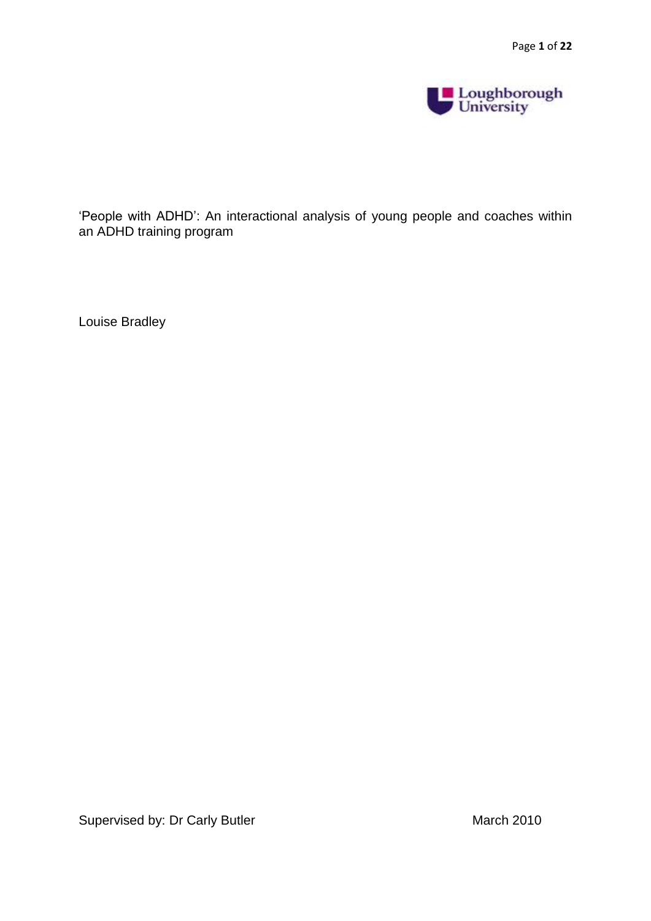Loughborough University

'People with ADHD': An interactional analysis of young people and coaches within an ADHD training program

Louise Bradley

Supervised by: Dr Carly Butler

March 2010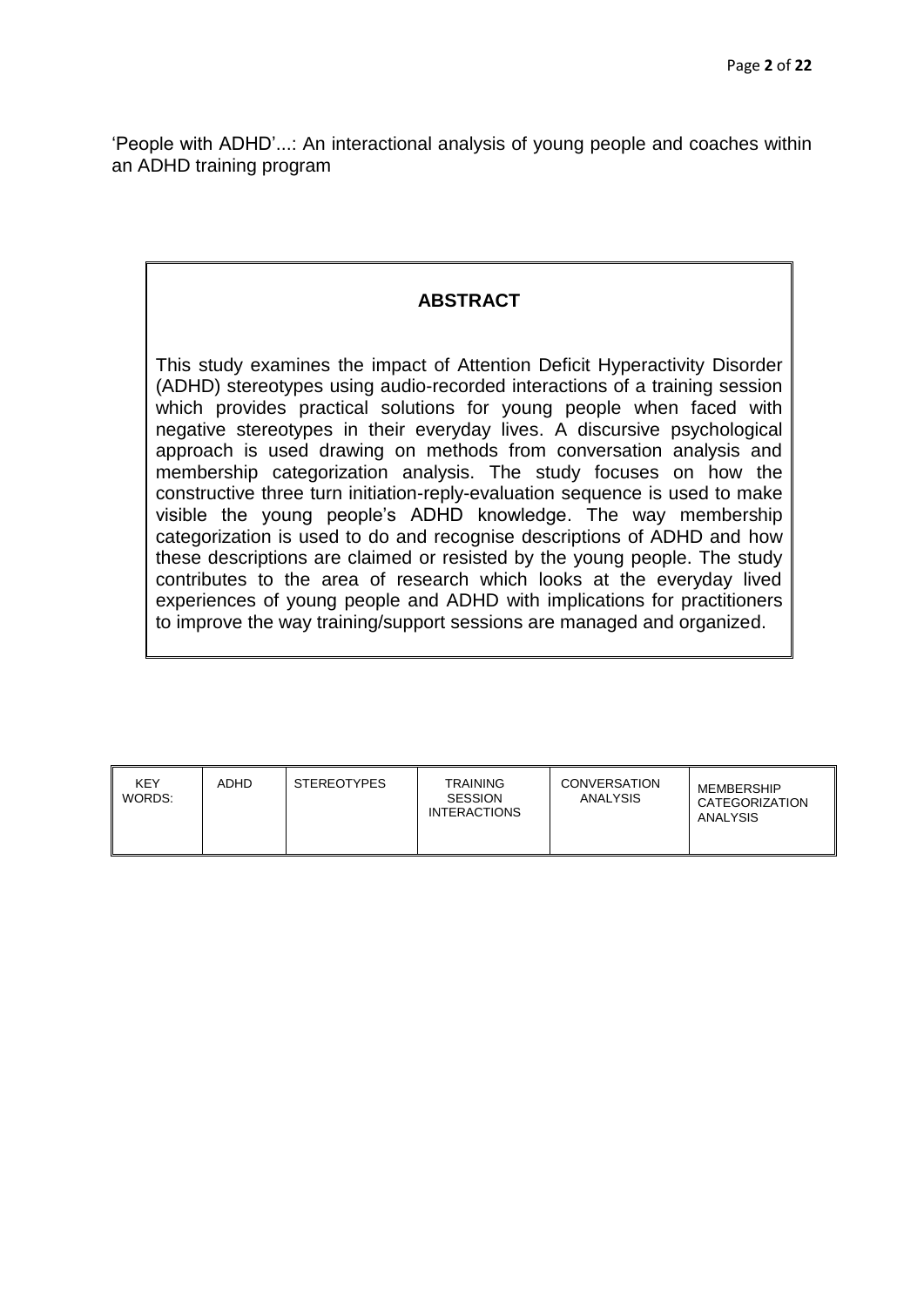'People with ADHD'...: An interactional analysis of young people and coaches within an ADHD training program

## ABSTRACT

This study examines the impact of Attention Deficit Hyperactivity Disorder (ADHD) stereotypes using audio-recorded interactions of a training session which provides practical solutions for young people when faced with negative stereotypes in their everyday lives. A discursive psychological approach is used drawing on methods from conversation analysis and membership categorization analysis. The study focuses on how the constructive three turn initiation-reply-evaluation sequence is used to make visible the young people's ADHD knowledge. The way membership categorization is used to do and recognise descriptions of ADHD and how these descriptions are claimed or resisted by the young people. The study contributes to the area of research which looks at the everyday lived experiences of young people and ADHD with implications for practitioners to improve the way training/support sessions are managed and organized.

| KEY WORDS: | ADHD | STEREOTYPES | TRAINING SESSION INTERACTIONS | CONVERSATION ANALYSIS | MEMBERSHIP CATEGORIZATION ANALYSIS |
|---|---|---|---|---|---|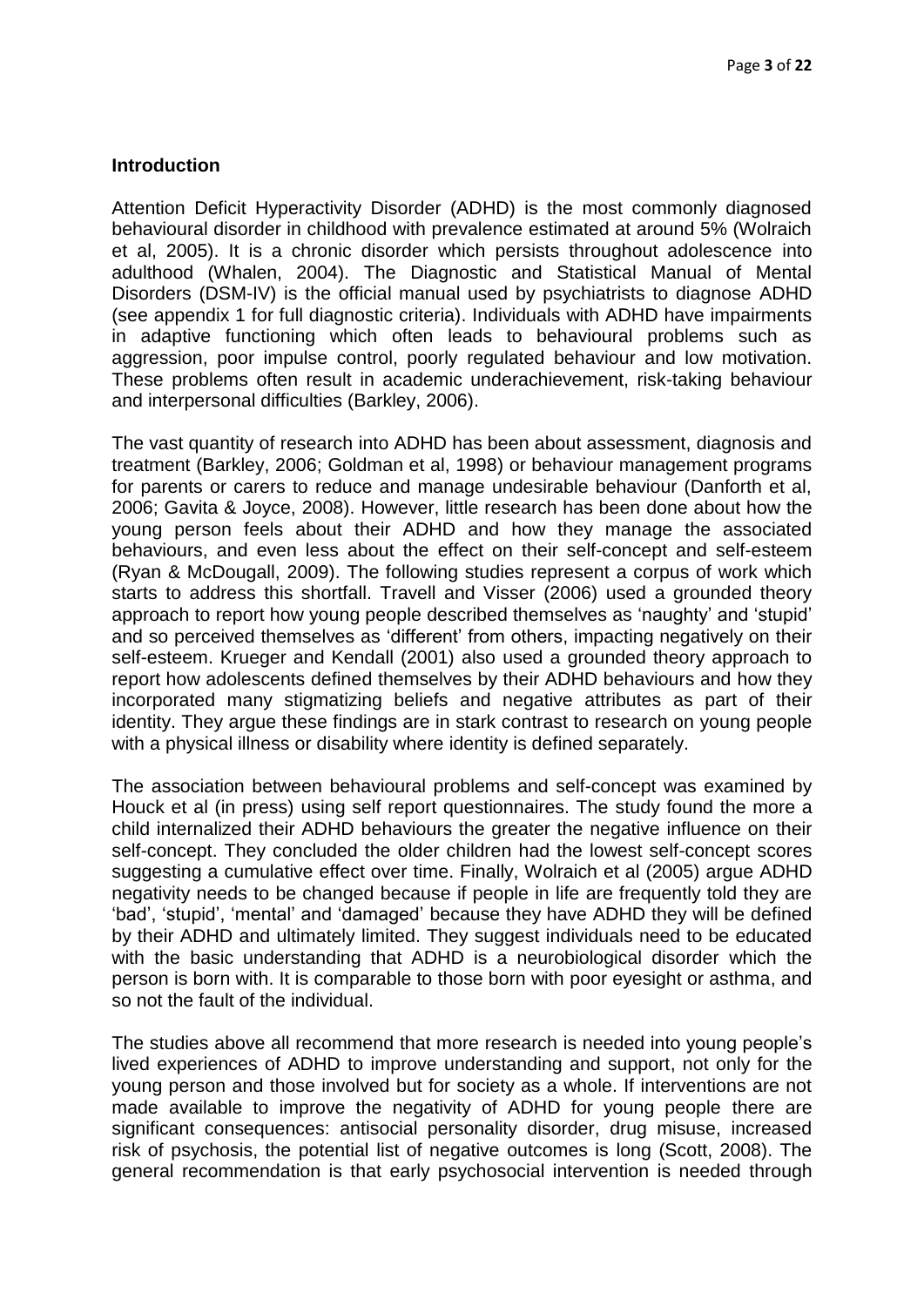## Introduction

Attention Deficit Hyperactivity Disorder (ADHD) is the most commonly diagnosed behavioural disorder in childhood with prevalence estimated at around 5% (Wolraich et al, 2005). It is a chronic disorder which persists throughout adolescence into adulthood (Whalen, 2004). The Diagnostic and Statistical Manual of Mental Disorders (DSM-IV) is the official manual used by psychiatrists to diagnose ADHD (see appendix 1 for full diagnostic criteria). Individuals with ADHD have impairments in adaptive functioning which often leads to behavioural problems such as aggression, poor impulse control, poorly regulated behaviour and low motivation. These problems often result in academic underachievement, risk-taking behaviour and interpersonal difficulties (Barkley, 2006).

The vast quantity of research into ADHD has been about assessment, diagnosis and treatment (Barkley, 2006; Goldman et al, 1998) or behaviour management programs for parents or carers to reduce and manage undesirable behaviour (Danforth et al, 2006; Gavita & Joyce, 2008). However, little research has been done about how the young person feels about their ADHD and how they manage the associated behaviours, and even less about the effect on their self-concept and self-esteem (Ryan & McDougall, 2009). The following studies represent a corpus of work which starts to address this shortfall. Travell and Visser (2006) used a grounded theory approach to report how young people described themselves as 'naughty' and 'stupid' and so perceived themselves as 'different' from others, impacting negatively on their self-esteem. Krueger and Kendall (2001) also used a grounded theory approach to report how adolescents defined themselves by their ADHD behaviours and how they incorporated many stigmatizing beliefs and negative attributes as part of their identity. They argue these findings are in stark contrast to research on young people with a physical illness or disability where identity is defined separately.

The association between behavioural problems and self-concept was examined by Houck et al (in press) using self report questionnaires. The study found the more a child internalized their ADHD behaviours the greater the negative influence on their self-concept. They concluded the older children had the lowest self-concept scores suggesting a cumulative effect over time. Finally, Wolraich et al (2005) argue ADHD negativity needs to be changed because if people in life are frequently told they are 'bad', 'stupid', 'mental' and 'damaged' because they have ADHD they will be defined by their ADHD and ultimately limited. They suggest individuals need to be educated with the basic understanding that ADHD is a neurobiological disorder which the person is born with. It is comparable to those born with poor eyesight or asthma, and so not the fault of the individual.

The studies above all recommend that more research is needed into young people's lived experiences of ADHD to improve understanding and support, not only for the young person and those involved but for society as a whole. If interventions are not made available to improve the negativity of ADHD for young people there are significant consequences: antisocial personality disorder, drug misuse, increased risk of psychosis, the potential list of negative outcomes is long (Scott, 2008). The general recommendation is that early psychosocial intervention is needed through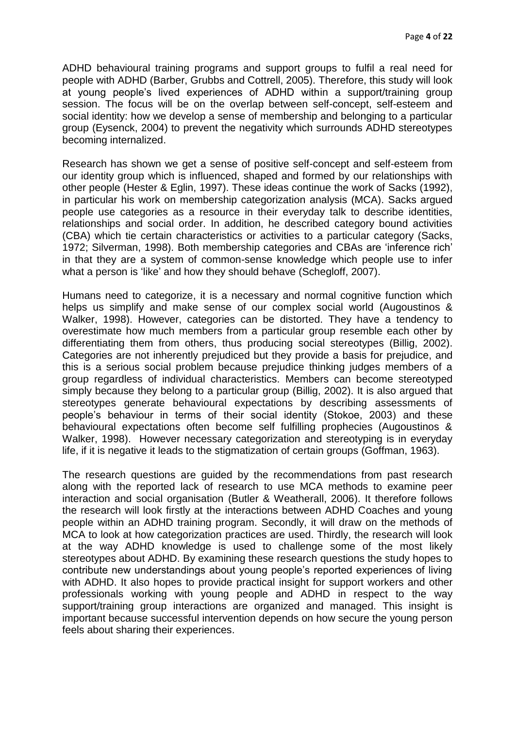ADHD behavioural training programs and support groups to fulfil a real need for people with ADHD (Barber, Grubbs and Cottrell, 2005). Therefore, this study will look at young people's lived experiences of ADHD within a support/training group session. The focus will be on the overlap between self-concept, self-esteem and social identity: how we develop a sense of membership and belonging to a particular group (Eysenck, 2004) to prevent the negativity which surrounds ADHD stereotypes becoming internalized.

Research has shown we get a sense of positive self-concept and self-esteem from our identity group which is influenced, shaped and formed by our relationships with other people (Hester & Eglin, 1997). These ideas continue the work of Sacks (1992), in particular his work on membership categorization analysis (MCA). Sacks argued people use categories as a resource in their everyday talk to describe identities, relationships and social order. In addition, he described category bound activities (CBA) which tie certain characteristics or activities to a particular category (Sacks, 1972; Silverman, 1998). Both membership categories and CBAs are 'inference rich' in that they are a system of common-sense knowledge which people use to infer what a person is 'like' and how they should behave (Schegloff, 2007).

Humans need to categorize, it is a necessary and normal cognitive function which helps us simplify and make sense of our complex social world (Augoustinos & Walker, 1998). However, categories can be distorted. They have a tendency to overestimate how much members from a particular group resemble each other by differentiating them from others, thus producing social stereotypes (Billig, 2002). Categories are not inherently prejudiced but they provide a basis for prejudice, and this is a serious social problem because prejudice thinking judges members of a group regardless of individual characteristics. Members can become stereotyped simply because they belong to a particular group (Billig, 2002). It is also argued that stereotypes generate behavioural expectations by describing assessments of people's behaviour in terms of their social identity (Stokoe, 2003) and these behavioural expectations often become self fulfilling prophecies (Augoustinos & Walker, 1998). However necessary categorization and stereotyping is in everyday life, if it is negative it leads to the stigmatization of certain groups (Goffman, 1963).

The research questions are guided by the recommendations from past research along with the reported lack of research to use MCA methods to examine peer interaction and social organisation (Butler & Weatherall, 2006). It therefore follows the research will look firstly at the interactions between ADHD Coaches and young people within an ADHD training program. Secondly, it will draw on the methods of MCA to look at how categorization practices are used. Thirdly, the research will look at the way ADHD knowledge is used to challenge some of the most likely stereotypes about ADHD. By examining these research questions the study hopes to contribute new understandings about young people's reported experiences of living with ADHD. It also hopes to provide practical insight for support workers and other professionals working with young people and ADHD in respect to the way support/training group interactions are organized and managed. This insight is important because successful intervention depends on how secure the young person feels about sharing their experiences.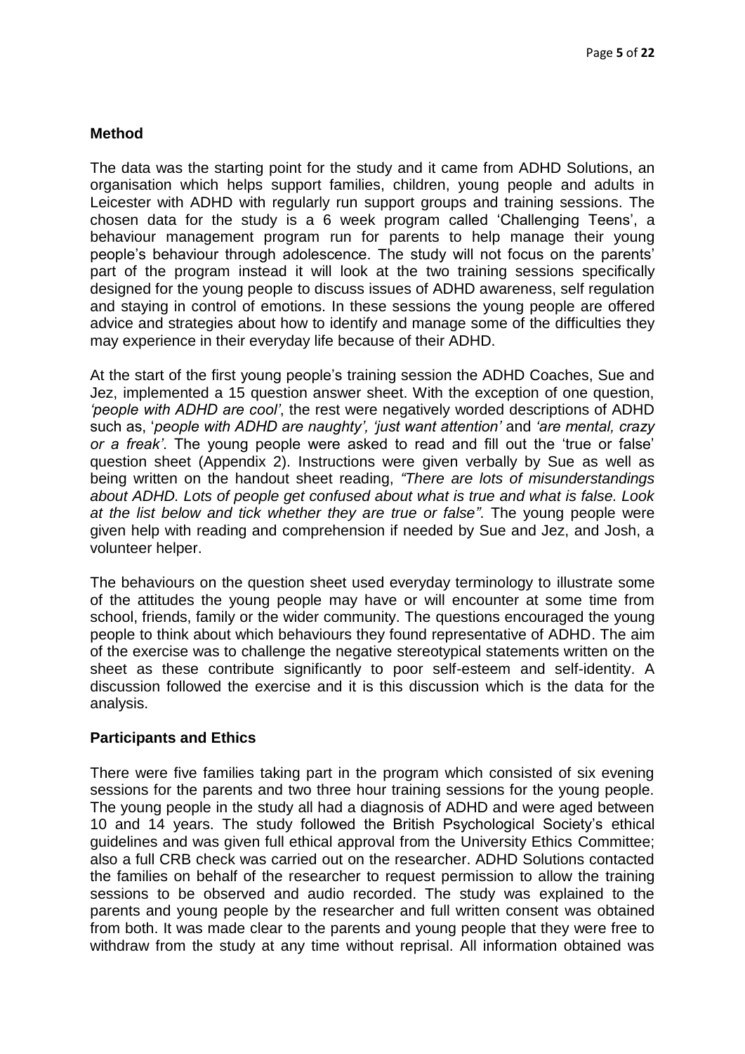## Method

The data was the starting point for the study and it came from ADHD Solutions, an organisation which helps support families, children, young people and adults in Leicester with ADHD with regularly run support groups and training sessions. The chosen data for the study is a 6 week program called 'Challenging Teens', a behaviour management program run for parents to help manage their young people's behaviour through adolescence. The study will not focus on the parents' part of the program instead it will look at the two training sessions specifically designed for the young people to discuss issues of ADHD awareness, self regulation and staying in control of emotions. In these sessions the young people are offered advice and strategies about how to identify and manage some of the difficulties they may experience in their everyday life because of their ADHD.

At the start of the first young people's training session the ADHD Coaches, Sue and Jez, implemented a 15 question answer sheet. With the exception of one question, *'people with ADHD are cool'*, the rest were negatively worded descriptions of ADHD such as, '*people with ADHD are naughty', 'just want attention'* and *'are mental, crazy or a freak'*. The young people were asked to read and fill out the 'true or false' question sheet (Appendix 2). Instructions were given verbally by Sue as well as being written on the handout sheet reading, *"There are lots of misunderstandings about ADHD. Lots of people get confused about what is true and what is false. Look at the list below and tick whether they are true or false"*. The young people were given help with reading and comprehension if needed by Sue and Jez, and Josh, a volunteer helper.

The behaviours on the question sheet used everyday terminology to illustrate some of the attitudes the young people may have or will encounter at some time from school, friends, family or the wider community. The questions encouraged the young people to think about which behaviours they found representative of ADHD. The aim of the exercise was to challenge the negative stereotypical statements written on the sheet as these contribute significantly to poor self-esteem and self-identity. A discussion followed the exercise and it is this discussion which is the data for the analysis.

## Participants and Ethics

There were five families taking part in the program which consisted of six evening sessions for the parents and two three hour training sessions for the young people. The young people in the study all had a diagnosis of ADHD and were aged between 10 and 14 years. The study followed the British Psychological Society's ethical guidelines and was given full ethical approval from the University Ethics Committee; also a full CRB check was carried out on the researcher. ADHD Solutions contacted the families on behalf of the researcher to request permission to allow the training sessions to be observed and audio recorded. The study was explained to the parents and young people by the researcher and full written consent was obtained from both. It was made clear to the parents and young people that they were free to withdraw from the study at any time without reprisal. All information obtained was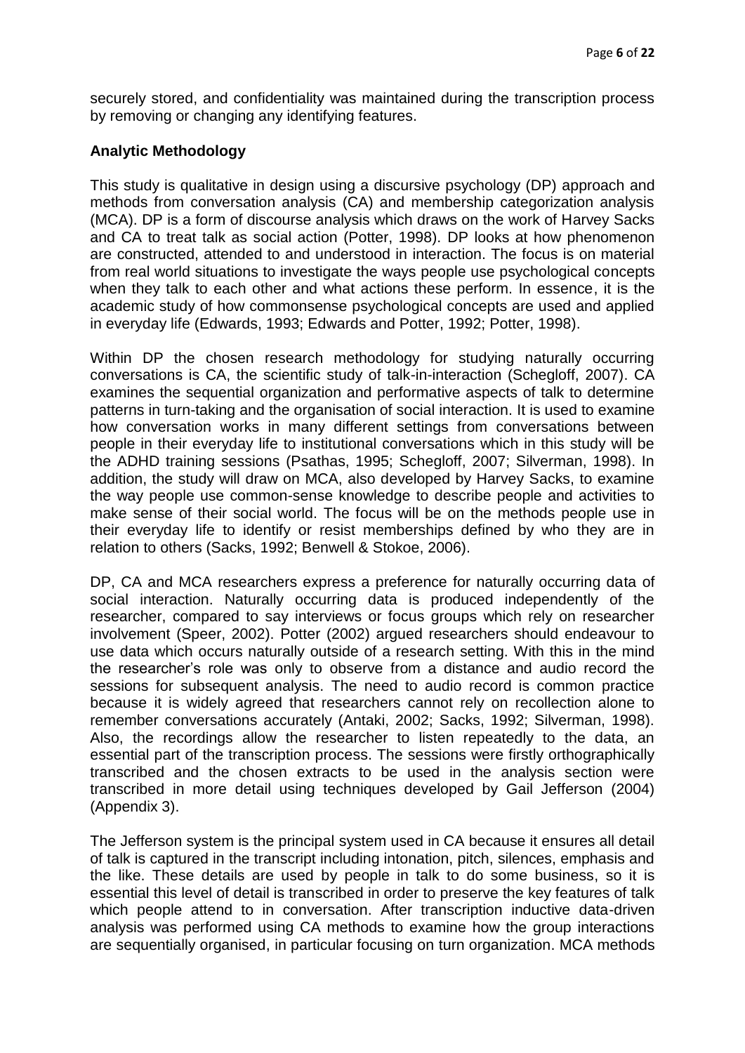securely stored, and confidentiality was maintained during the transcription process by removing or changing any identifying features.

**Analytic Methodology**

This study is qualitative in design using a discursive psychology (DP) approach and methods from conversation analysis (CA) and membership categorization analysis (MCA). DP is a form of discourse analysis which draws on the work of Harvey Sacks and CA to treat talk as social action (Potter, 1998). DP looks at how phenomenon are constructed, attended to and understood in interaction. The focus is on material from real world situations to investigate the ways people use psychological concepts when they talk to each other and what actions these perform. In essence, it is the academic study of how commonsense psychological concepts are used and applied in everyday life (Edwards, 1993; Edwards and Potter, 1992; Potter, 1998).

Within DP the chosen research methodology for studying naturally occurring conversations is CA, the scientific study of talk-in-interaction (Schegloff, 2007). CA examines the sequential organization and performative aspects of talk to determine patterns in turn-taking and the organisation of social interaction. It is used to examine how conversation works in many different settings from conversations between people in their everyday life to institutional conversations which in this study will be the ADHD training sessions (Psathas, 1995; Schegloff, 2007; Silverman, 1998). In addition, the study will draw on MCA, also developed by Harvey Sacks, to examine the way people use common-sense knowledge to describe people and activities to make sense of their social world. The focus will be on the methods people use in their everyday life to identify or resist memberships defined by who they are in relation to others (Sacks, 1992; Benwell & Stokoe, 2006).

DP, CA and MCA researchers express a preference for naturally occurring data of social interaction. Naturally occurring data is produced independently of the researcher, compared to say interviews or focus groups which rely on researcher involvement (Speer, 2002). Potter (2002) argued researchers should endeavour to use data which occurs naturally outside of a research setting. With this in the mind the researcher's role was only to observe from a distance and audio record the sessions for subsequent analysis. The need to audio record is common practice because it is widely agreed that researchers cannot rely on recollection alone to remember conversations accurately (Antaki, 2002; Sacks, 1992; Silverman, 1998). Also, the recordings allow the researcher to listen repeatedly to the data, an essential part of the transcription process. The sessions were firstly orthographically transcribed and the chosen extracts to be used in the analysis section were transcribed in more detail using techniques developed by Gail Jefferson (2004) (Appendix 3).

The Jefferson system is the principal system used in CA because it ensures all detail of talk is captured in the transcript including intonation, pitch, silences, emphasis and the like. These details are used by people in talk to do some business, so it is essential this level of detail is transcribed in order to preserve the key features of talk which people attend to in conversation. After transcription inductive data-driven analysis was performed using CA methods to examine how the group interactions are sequentially organised, in particular focusing on turn organization. MCA methods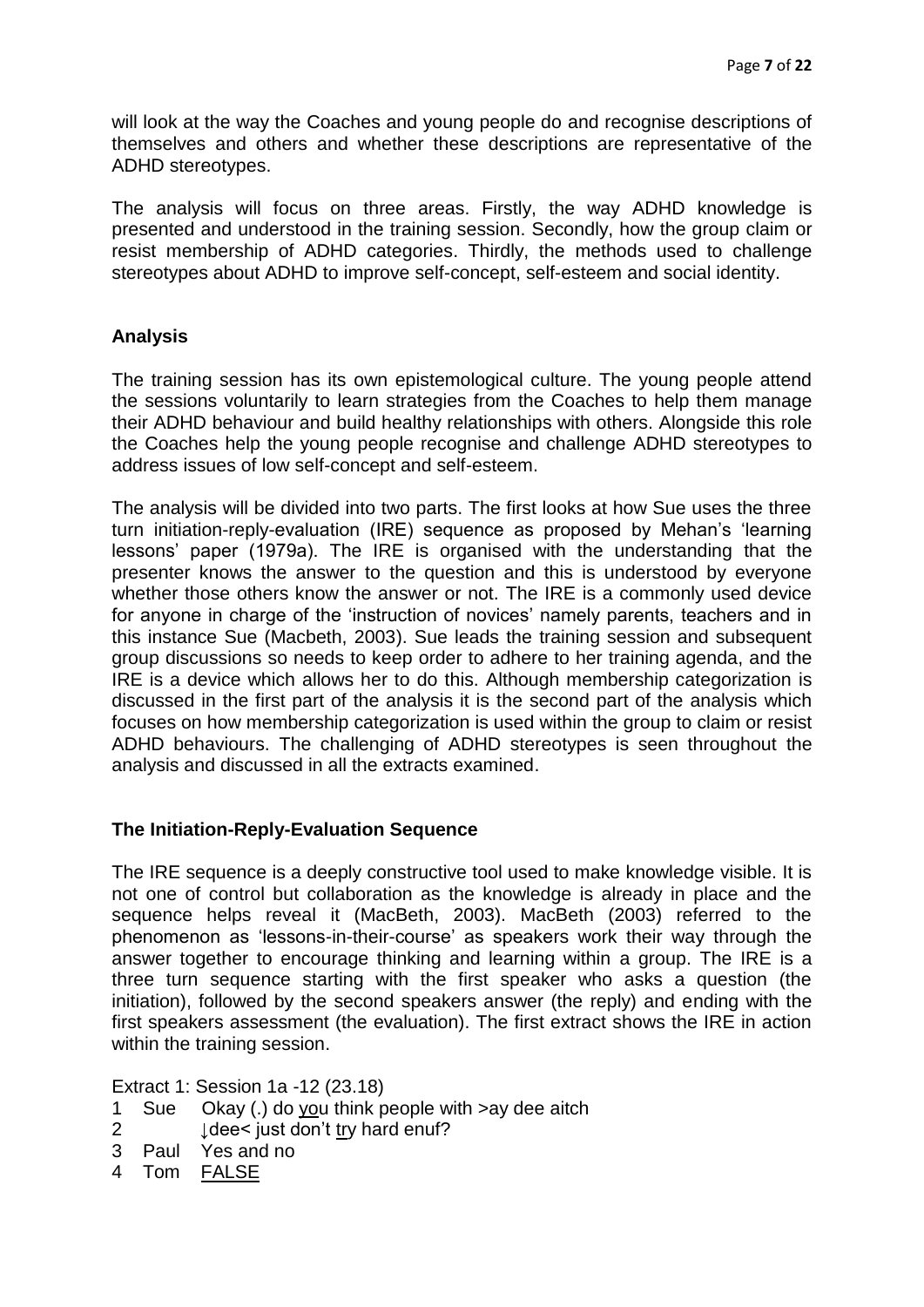will look at the way the Coaches and young people do and recognise descriptions of themselves and others and whether these descriptions are representative of the ADHD stereotypes.

The analysis will focus on three areas. Firstly, the way ADHD knowledge is presented and understood in the training session. Secondly, how the group claim or resist membership of ADHD categories. Thirdly, the methods used to challenge stereotypes about ADHD to improve self-concept, self-esteem and social identity.

## Analysis

The training session has its own epistemological culture. The young people attend the sessions voluntarily to learn strategies from the Coaches to help them manage their ADHD behaviour and build healthy relationships with others. Alongside this role the Coaches help the young people recognise and challenge ADHD stereotypes to address issues of low self-concept and self-esteem.

The analysis will be divided into two parts. The first looks at how Sue uses the three turn initiation-reply-evaluation (IRE) sequence as proposed by Mehan's 'learning lessons' paper (1979a). The IRE is organised with the understanding that the presenter knows the answer to the question and this is understood by everyone whether those others know the answer or not. The IRE is a commonly used device for anyone in charge of the 'instruction of novices' namely parents, teachers and in this instance Sue (Macbeth, 2003). Sue leads the training session and subsequent group discussions so needs to keep order to adhere to her training agenda, and the IRE is a device which allows her to do this. Although membership categorization is discussed in the first part of the analysis it is the second part of the analysis which focuses on how membership categorization is used within the group to claim or resist ADHD behaviours. The challenging of ADHD stereotypes is seen throughout the analysis and discussed in all the extracts examined.

## The Initiation-Reply-Evaluation Sequence

The IRE sequence is a deeply constructive tool used to make knowledge visible. It is not one of control but collaboration as the knowledge is already in place and the sequence helps reveal it (MacBeth, 2003). MacBeth (2003) referred to the phenomenon as 'lessons-in-their-course' as speakers work their way through the answer together to encourage thinking and learning within a group. The IRE is a three turn sequence starting with the first speaker who asks a question (the initiation), followed by the second speakers answer (the reply) and ending with the first speakers assessment (the evaluation). The first extract shows the IRE in action within the training session.

Extract 1: Session 1a -12 (23.18)

```
1   Sue    Okay (.) do you think people with >ay dee aitch
2          ↓dee< just don't try hard enuf?
3   Paul   Yes and no
4   Tom    FALSE
```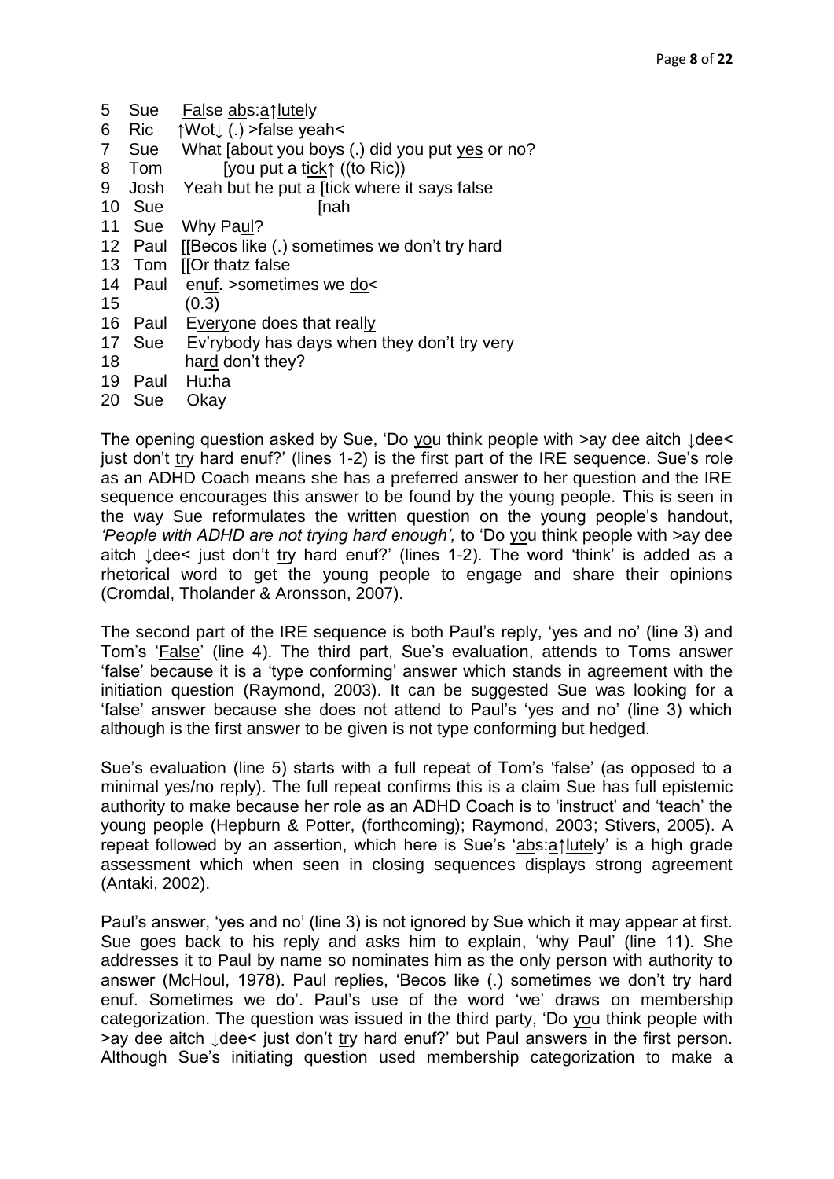5 Sue False abs:a↑lutely
6 Ric ↑Wot↓ (.) >false yeah<
7 Sue What [about you boys (.) did you put yes or no?
8 Tom [you put a tick↑ ((to Ric))
9 Josh Yeah but he put a [tick where it says false
10 Sue [nah
11 Sue Why Paul?
12 Paul [[Becos like (.) sometimes we don't try hard
13 Tom [[Or thatz false
14 Paul enuf. >sometimes we do<
15 (0.3)
16 Paul Everyone does that really
17 Sue Ev'rybody has days when they don't try very
18 hard don't they?
19 Paul Hu:ha
20 Sue Okay

The opening question asked by Sue, 'Do you think people with >ay dee aitch ↓dee< just don't try hard enuf?' (lines 1-2) is the first part of the IRE sequence. Sue's role as an ADHD Coach means she has a preferred answer to her question and the IRE sequence encourages this answer to be found by the young people. This is seen in the way Sue reformulates the written question on the young people's handout, *'People with ADHD are not trying hard enough',* to 'Do you think people with >ay dee aitch ↓dee< just don't try hard enuf?' (lines 1-2). The word 'think' is added as a rhetorical word to get the young people to engage and share their opinions (Cromdal, Tholander & Aronsson, 2007).

The second part of the IRE sequence is both Paul's reply, 'yes and no' (line 3) and Tom's 'False' (line 4). The third part, Sue's evaluation, attends to Toms answer 'false' because it is a 'type conforming' answer which stands in agreement with the initiation question (Raymond, 2003). It can be suggested Sue was looking for a 'false' answer because she does not attend to Paul's 'yes and no' (line 3) which although is the first answer to be given is not type conforming but hedged.

Sue's evaluation (line 5) starts with a full repeat of Tom's 'false' (as opposed to a minimal yes/no reply). The full repeat confirms this is a claim Sue has full epistemic authority to make because her role as an ADHD Coach is to 'instruct' and 'teach' the young people (Hepburn & Potter, (forthcoming); Raymond, 2003; Stivers, 2005). A repeat followed by an assertion, which here is Sue's 'abs:a↑lutely' is a high grade assessment which when seen in closing sequences displays strong agreement (Antaki, 2002).

Paul's answer, 'yes and no' (line 3) is not ignored by Sue which it may appear at first. Sue goes back to his reply and asks him to explain, 'why Paul' (line 11). She addresses it to Paul by name so nominates him as the only person with authority to answer (McHoul, 1978). Paul replies, 'Becos like (.) sometimes we don't try hard enuf. Sometimes we do'. Paul's use of the word 'we' draws on membership categorization. The question was issued in the third party, 'Do you think people with >ay dee aitch ↓dee< just don't try hard enuf?' but Paul answers in the first person. Although Sue's initiating question used membership categorization to make a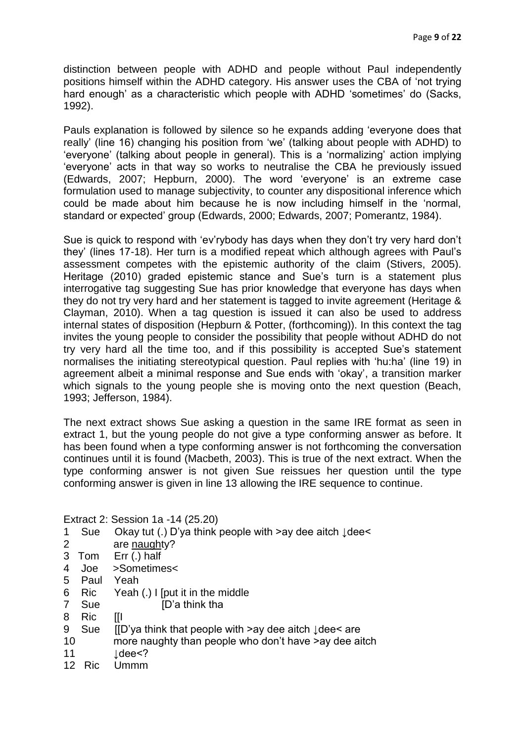distinction between people with ADHD and people without Paul independently positions himself within the ADHD category. His answer uses the CBA of 'not trying hard enough' as a characteristic which people with ADHD 'sometimes' do (Sacks, 1992).

Pauls explanation is followed by silence so he expands adding 'everyone does that really' (line 16) changing his position from 'we' (talking about people with ADHD) to 'everyone' (talking about people in general). This is a 'normalizing' action implying 'everyone' acts in that way so works to neutralise the CBA he previously issued (Edwards, 2007; Hepburn, 2000). The word 'everyone' is an extreme case formulation used to manage subjectivity, to counter any dispositional inference which could be made about him because he is now including himself in the 'normal, standard or expected' group (Edwards, 2000; Edwards, 2007; Pomerantz, 1984).

Sue is quick to respond with 'ev'rybody has days when they don't try very hard don't they' (lines 17-18). Her turn is a modified repeat which although agrees with Paul's assessment competes with the epistemic authority of the claim (Stivers, 2005). Heritage (2010) graded epistemic stance and Sue's turn is a statement plus interrogative tag suggesting Sue has prior knowledge that everyone has days when they do not try very hard and her statement is tagged to invite agreement (Heritage & Clayman, 2010). When a tag question is issued it can also be used to address internal states of disposition (Hepburn & Potter, (forthcoming)). In this context the tag invites the young people to consider the possibility that people without ADHD do not try very hard all the time too, and if this possibility is accepted Sue's statement normalises the initiating stereotypical question. Paul replies with 'hu:ha' (line 19) in agreement albeit a minimal response and Sue ends with 'okay', a transition marker which signals to the young people she is moving onto the next question (Beach, 1993; Jefferson, 1984).

The next extract shows Sue asking a question in the same IRE format as seen in extract 1, but the young people do not give a type conforming answer as before. It has been found when a type conforming answer is not forthcoming the conversation continues until it is found (Macbeth, 2003). This is true of the next extract. When the type conforming answer is not given Sue reissues her question until the type conforming answer is given in line 13 allowing the IRE sequence to continue.

Extract 2: Session 1a -14 (25.20)

```
1   Sue    Okay tut (.) D'ya think people with >ay dee aitch ↓dee<
2          are naughty?
3   Tom    Err (.) half
4   Joe    >Sometimes<
5   Paul   Yeah
6   Ric    Yeah (.) I [put it in the middle
7   Sue               [D'a think tha
8   Ric    [[I
9   Sue    [[D'ya think that people with >ay dee aitch ↓dee< are
10         more naughty than people who don't have >ay dee aitch
11         ↓dee<?
12  Ric    Ummm
```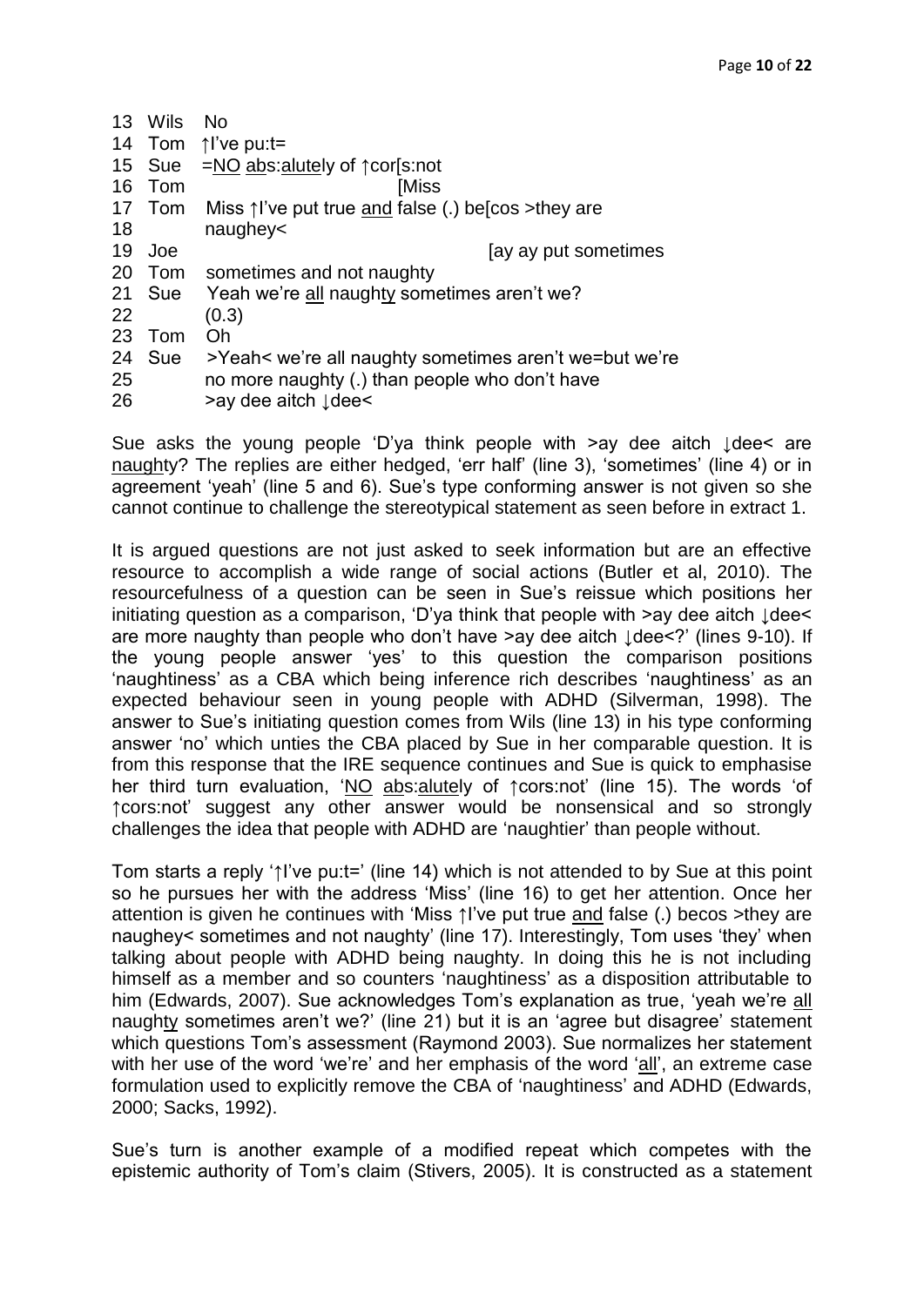```
13  Wils   No
14  Tom    ↑I've pu:t=
15  Sue    =NO abs:alutely of ↑cor[s:not
16  Tom                           [Miss
17  Tom    Miss ↑I've put true and false (.) be[cos >they are
18         naughey<
19  Joe                                       [ay ay put sometimes
20  Tom    sometimes and not naughty
21  Sue    Yeah we're all naughty sometimes aren't we?
22         (0.3)
23  Tom    Oh
24  Sue    >Yeah< we're all naughty sometimes aren't we=but we're
25         no more naughty (.) than people who don't have
26         >ay dee aitch ↓dee<
```

Sue asks the young people 'D'ya think people with >ay dee aitch ↓dee< are naughty? The replies are either hedged, 'err half' (line 3), 'sometimes' (line 4) or in agreement 'yeah' (line 5 and 6). Sue's type conforming answer is not given so she cannot continue to challenge the stereotypical statement as seen before in extract 1.

It is argued questions are not just asked to seek information but are an effective resource to accomplish a wide range of social actions (Butler et al, 2010). The resourcefulness of a question can be seen in Sue's reissue which positions her initiating question as a comparison, 'D'ya think that people with >ay dee aitch ↓dee< are more naughty than people who don't have >ay dee aitch ↓dee<?' (lines 9-10). If the young people answer 'yes' to this question the comparison positions 'naughtiness' as a CBA which being inference rich describes 'naughtiness' as an expected behaviour seen in young people with ADHD (Silverman, 1998). The answer to Sue's initiating question comes from Wils (line 13) in his type conforming answer 'no' which unties the CBA placed by Sue in her comparable question. It is from this response that the IRE sequence continues and Sue is quick to emphasise her third turn evaluation, 'NO abs:alutely of ↑cors:not' (line 15). The words 'of ↑cors:not' suggest any other answer would be nonsensical and so strongly challenges the idea that people with ADHD are 'naughtier' than people without.

Tom starts a reply '↑I've pu:t=' (line 14) which is not attended to by Sue at this point so he pursues her with the address 'Miss' (line 16) to get her attention. Once her attention is given he continues with 'Miss ↑I've put true and false (.) becos >they are naughey< sometimes and not naughty' (line 17). Interestingly, Tom uses 'they' when talking about people with ADHD being naughty. In doing this he is not including himself as a member and so counters 'naughtiness' as a disposition attributable to him (Edwards, 2007). Sue acknowledges Tom's explanation as true, 'yeah we're all naughty sometimes aren't we?' (line 21) but it is an 'agree but disagree' statement which questions Tom's assessment (Raymond 2003). Sue normalizes her statement with her use of the word 'we're' and her emphasis of the word 'all', an extreme case formulation used to explicitly remove the CBA of 'naughtiness' and ADHD (Edwards, 2000; Sacks, 1992).

Sue's turn is another example of a modified repeat which competes with the epistemic authority of Tom's claim (Stivers, 2005). It is constructed as a statement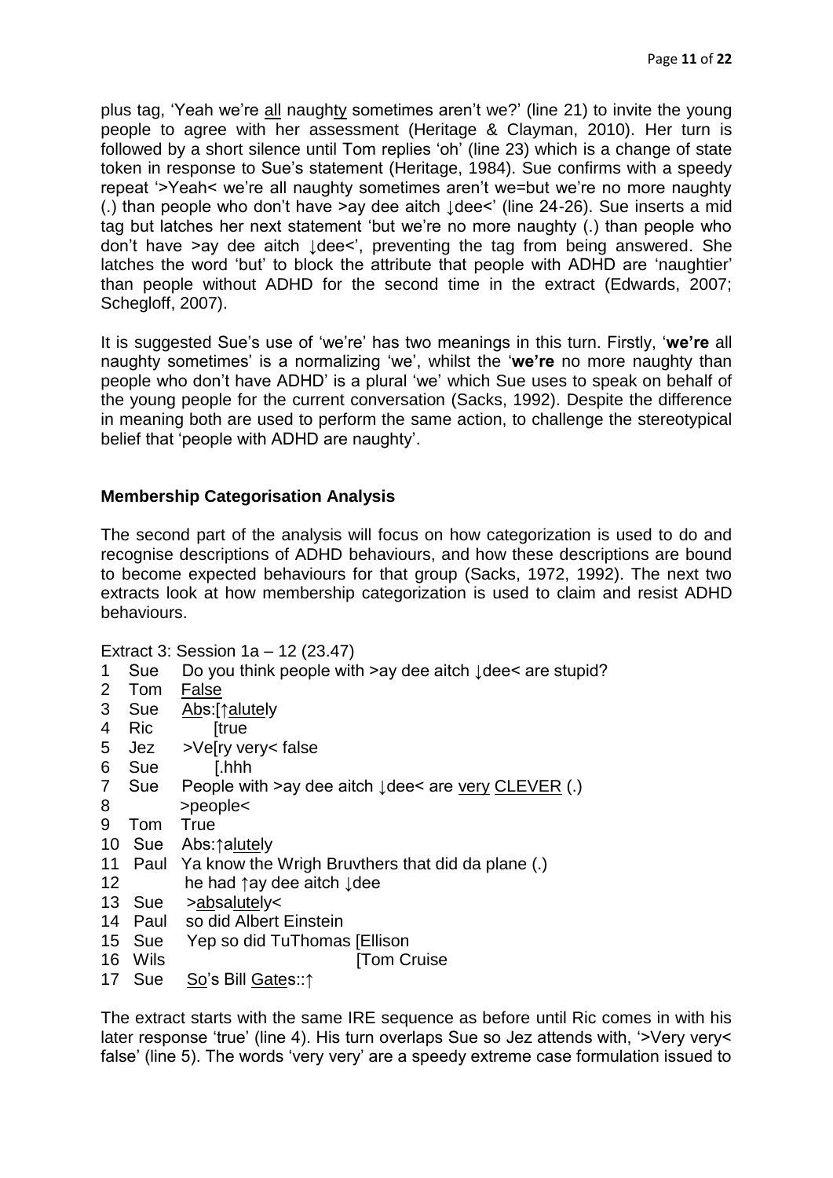plus tag, 'Yeah we're all naughty sometimes aren't we?' (line 21) to invite the young people to agree with her assessment (Heritage & Clayman, 2010). Her turn is followed by a short silence until Tom replies 'oh' (line 23) which is a change of state token in response to Sue's statement (Heritage, 1984). Sue confirms with a speedy repeat '>Yeah< we're all naughty sometimes aren't we=but we're no more naughty (.) than people who don't have >ay dee aitch ↓dee<' (line 24-26). Sue inserts a mid tag but latches her next statement 'but we're no more naughty (.) than people who don't have >ay dee aitch ↓dee<', preventing the tag from being answered. She latches the word 'but' to block the attribute that people with ADHD are 'naughtier' than people without ADHD for the second time in the extract (Edwards, 2007; Schegloff, 2007).

It is suggested Sue's use of 'we're' has two meanings in this turn. Firstly, '**we're** all naughty sometimes' is a normalizing 'we', whilst the '**we're** no more naughty than people who don't have ADHD' is a plural 'we' which Sue uses to speak on behalf of the young people for the current conversation (Sacks, 1992). Despite the difference in meaning both are used to perform the same action, to challenge the stereotypical belief that 'people with ADHD are naughty'.

## Membership Categorisation Analysis

The second part of the analysis will focus on how categorization is used to do and recognise descriptions of ADHD behaviours, and how these descriptions are bound to become expected behaviours for that group (Sacks, 1972, 1992). The next two extracts look at how membership categorization is used to claim and resist ADHD behaviours.

Extract 3: Session 1a – 12 (23.47)

```
1   Sue    Do you think people with >ay dee aitch ↓dee< are stupid?
2   Tom    False
3   Sue    Abs:[↑alutely
4   Ric         [true
5   Jez    >Ve[ry very< false
6   Sue       [.hhh
7   Sue    People with >ay dee aitch ↓dee< are very CLEVER (.)
8          >people<
9   Tom    True
10  Sue    Abs:↑alutely
11  Paul   Ya know the Wrigh Bruvthers that did da plane (.)
12         he had ↑ay dee aitch ↓dee
13  Sue    >absalutely<
14  Paul   so did Albert Einstein
15  Sue    Yep so did TuThomas [Ellison
16  Wils                       [Tom Cruise
17  Sue    So's Bill Gates::↑
```

The extract starts with the same IRE sequence as before until Ric comes in with his later response 'true' (line 4). His turn overlaps Sue so Jez attends with, '>Very very< false' (line 5). The words 'very very' are a speedy extreme case formulation issued to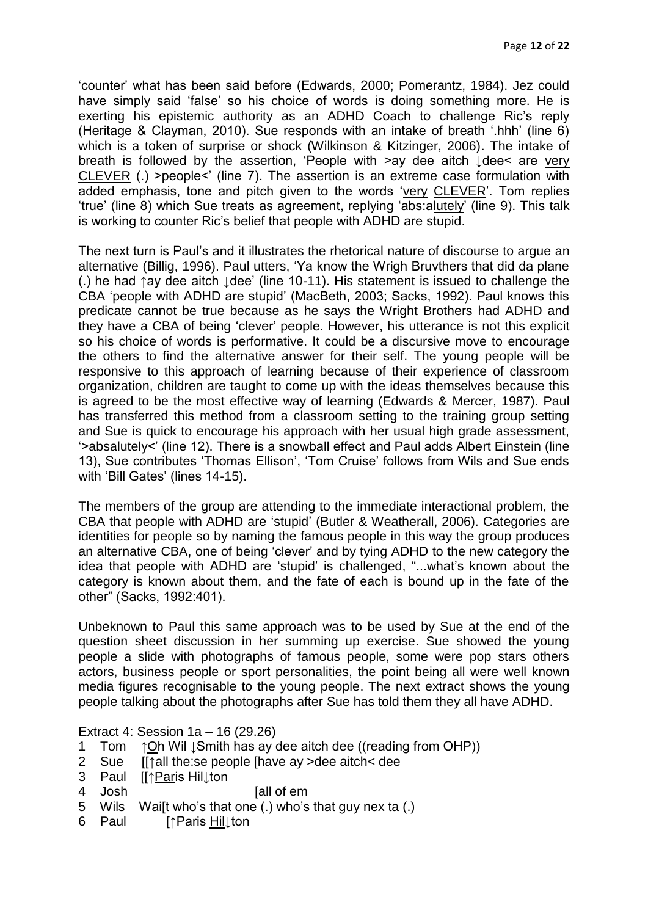'counter' what has been said before (Edwards, 2000; Pomerantz, 1984). Jez could have simply said 'false' so his choice of words is doing something more. He is exerting his epistemic authority as an ADHD Coach to challenge Ric's reply (Heritage & Clayman, 2010). Sue responds with an intake of breath '.hhh' (line 6) which is a token of surprise or shock (Wilkinson & Kitzinger, 2006). The intake of breath is followed by the assertion, 'People with >ay dee aitch ↓dee< are very CLEVER (.) >people<' (line 7). The assertion is an extreme case formulation with added emphasis, tone and pitch given to the words 'very CLEVER'. Tom replies 'true' (line 8) which Sue treats as agreement, replying 'abs:alutely' (line 9). This talk is working to counter Ric's belief that people with ADHD are stupid.

The next turn is Paul's and it illustrates the rhetorical nature of discourse to argue an alternative (Billig, 1996). Paul utters, 'Ya know the Wrigh Bruvthers that did da plane (.) he had ↑ay dee aitch ↓dee' (line 10-11). His statement is issued to challenge the CBA 'people with ADHD are stupid' (MacBeth, 2003; Sacks, 1992). Paul knows this predicate cannot be true because as he says the Wright Brothers had ADHD and they have a CBA of being 'clever' people. However, his utterance is not this explicit so his choice of words is performative. It could be a discursive move to encourage the others to find the alternative answer for their self. The young people will be responsive to this approach of learning because of their experience of classroom organization, children are taught to come up with the ideas themselves because this is agreed to be the most effective way of learning (Edwards & Mercer, 1987). Paul has transferred this method from a classroom setting to the training group setting and Sue is quick to encourage his approach with her usual high grade assessment, '>absalutely<' (line 12). There is a snowball effect and Paul adds Albert Einstein (line 13), Sue contributes 'Thomas Ellison', 'Tom Cruise' follows from Wils and Sue ends with 'Bill Gates' (lines 14-15).

The members of the group are attending to the immediate interactional problem, the CBA that people with ADHD are 'stupid' (Butler & Weatherall, 2006). Categories are identities for people so by naming the famous people in this way the group produces an alternative CBA, one of being 'clever' and by tying ADHD to the new category the idea that people with ADHD are 'stupid' is challenged, "...what's known about the category is known about them, and the fate of each is bound up in the fate of the other" (Sacks, 1992:401).

Unbeknown to Paul this same approach was to be used by Sue at the end of the question sheet discussion in her summing up exercise. Sue showed the young people a slide with photographs of famous people, some were pop stars others actors, business people or sport personalities, the point being all were well known media figures recognisable to the young people. The next extract shows the young people talking about the photographs after Sue has told them they all have ADHD.

Extract 4: Session 1a – 16 (29.26)

```
1  Tom    ↑Oh Wil ↓Smith has ay dee aitch dee ((reading from OHP))
2  Sue    [[↑all the:se people [have ay >dee aitch< dee
3  Paul   [[↑Paris Hil↓ton
4  Josh                         [all of em
5  Wils   Wai[t who's that one (.) who's that guy nex ta (.)
6  Paul      [↑Paris Hil↓ton
```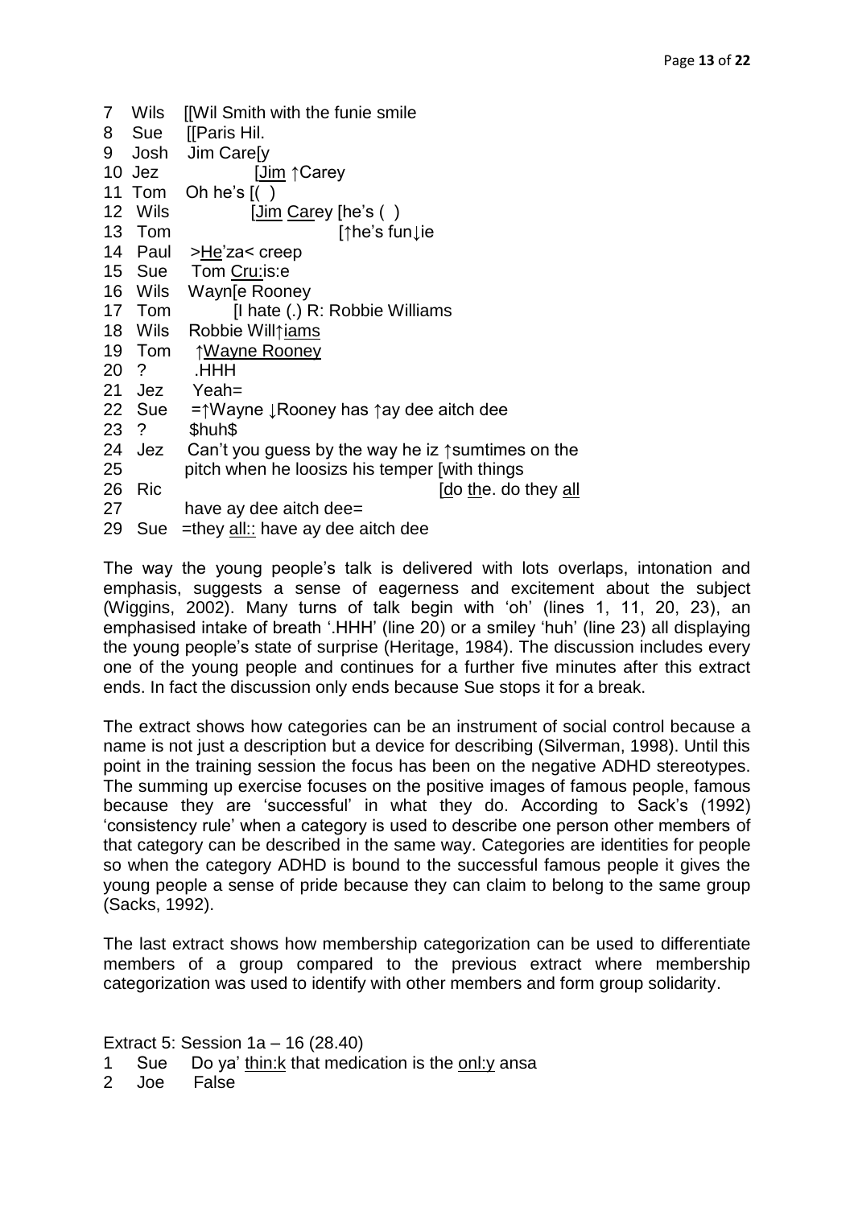```
7   Wils   [[Wil Smith with the funie smile
8   Sue    [[Paris Hil.
9   Josh   Jim Care[y
10  Jez            [Jim ↑Carey
11  Tom    Oh he's [( )
12  Wils           [Jim Carey [he's ( )
13  Tom                       [↑he's fun↓ie
14  Paul   >He'za< creep
15  Sue    Tom Cru:is:e
16  Wils   Wayn[e Rooney
17  Tom         [I hate (.) R: Robbie Williams
18  Wils   Robbie Will↑iams
19  Tom    ↑Wayne Rooney
20  ?      .HHH
21  Jez    Yeah=
22  Sue    =↑Wayne ↓Rooney has ↑ay dee aitch dee
23  ?      $huh$
24  Jez    Can't you guess by the way he iz ↑sumtimes on the
25         pitch when he loosizs his temper [with things
26  Ric                                     [do the. do they all
27         have ay dee aitch dee=
29  Sue    =they all:: have ay dee aitch dee
```

The way the young people's talk is delivered with lots overlaps, intonation and emphasis, suggests a sense of eagerness and excitement about the subject (Wiggins, 2002). Many turns of talk begin with 'oh' (lines 1, 11, 20, 23), an emphasised intake of breath '.HHH' (line 20) or a smiley 'huh' (line 23) all displaying the young people's state of surprise (Heritage, 1984). The discussion includes every one of the young people and continues for a further five minutes after this extract ends. In fact the discussion only ends because Sue stops it for a break.

The extract shows how categories can be an instrument of social control because a name is not just a description but a device for describing (Silverman, 1998). Until this point in the training session the focus has been on the negative ADHD stereotypes. The summing up exercise focuses on the positive images of famous people, famous because they are 'successful' in what they do. According to Sack's (1992) 'consistency rule' when a category is used to describe one person other members of that category can be described in the same way. Categories are identities for people so when the category ADHD is bound to the successful famous people it gives the young people a sense of pride because they can claim to belong to the same group (Sacks, 1992).

The last extract shows how membership categorization can be used to differentiate members of a group compared to the previous extract where membership categorization was used to identify with other members and form group solidarity.

Extract 5: Session 1a – 16 (28.40)

```
1   Sue    Do ya' thin:k that medication is the onl:y ansa
2   Joe    False
```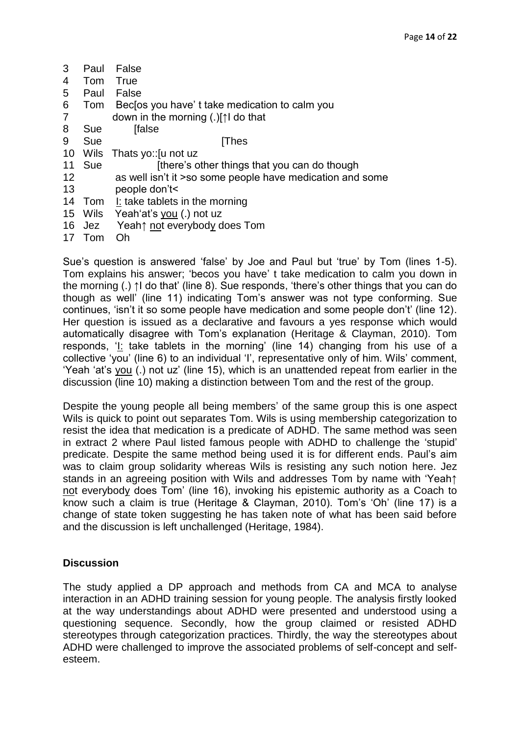```
3   Paul   False
4   Tom    True
5   Paul   False
6   Tom    Bec[os you have' t take medication to calm you
7          down in the morning (.)[↑I do that
8   Sue        [false
9   Sue                              [Thes
10  Wils   Thats yo::[u not uz
11  Sue              [there's other things that you can do though
12         as well isn't it >so some people have medication and some
13         people don't<
14  Tom    I: take tablets in the morning
15  Wils   Yeah'at's you (.) not uz
16  Jez    Yeah↑ not everybody does Tom
17  Tom    Oh
```

Sue's question is answered 'false' by Joe and Paul but 'true' by Tom (lines 1-5). Tom explains his answer; 'becos you have' t take medication to calm you down in the morning (.) ↑I do that' (line 8). Sue responds, 'there's other things that you can do though as well' (line 11) indicating Tom's answer was not type conforming. Sue continues, 'isn't it so some people have medication and some people don't' (line 12). Her question is issued as a declarative and favours a yes response which would automatically disagree with Tom's explanation (Heritage & Clayman, 2010). Tom responds, 'I: take tablets in the morning' (line 14) changing from his use of a collective 'you' (line 6) to an individual 'I', representative only of him. Wils' comment, 'Yeah 'at's you (.) not uz' (line 15), which is an unattended repeat from earlier in the discussion (line 10) making a distinction between Tom and the rest of the group.

Despite the young people all being members' of the same group this is one aspect Wils is quick to point out separates Tom. Wils is using membership categorization to resist the idea that medication is a predicate of ADHD. The same method was seen in extract 2 where Paul listed famous people with ADHD to challenge the 'stupid' predicate. Despite the same method being used it is for different ends. Paul's aim was to claim group solidarity whereas Wils is resisting any such notion here. Jez stands in an agreeing position with Wils and addresses Tom by name with 'Yeah↑ not everybody does Tom' (line 16), invoking his epistemic authority as a Coach to know such a claim is true (Heritage & Clayman, 2010). Tom's 'Oh' (line 17) is a change of state token suggesting he has taken note of what has been said before and the discussion is left unchallenged (Heritage, 1984).

## Discussion

The study applied a DP approach and methods from CA and MCA to analyse interaction in an ADHD training session for young people. The analysis firstly looked at the way understandings about ADHD were presented and understood using a questioning sequence. Secondly, how the group claimed or resisted ADHD stereotypes through categorization practices. Thirdly, the way the stereotypes about ADHD were challenged to improve the associated problems of self-concept and self-esteem.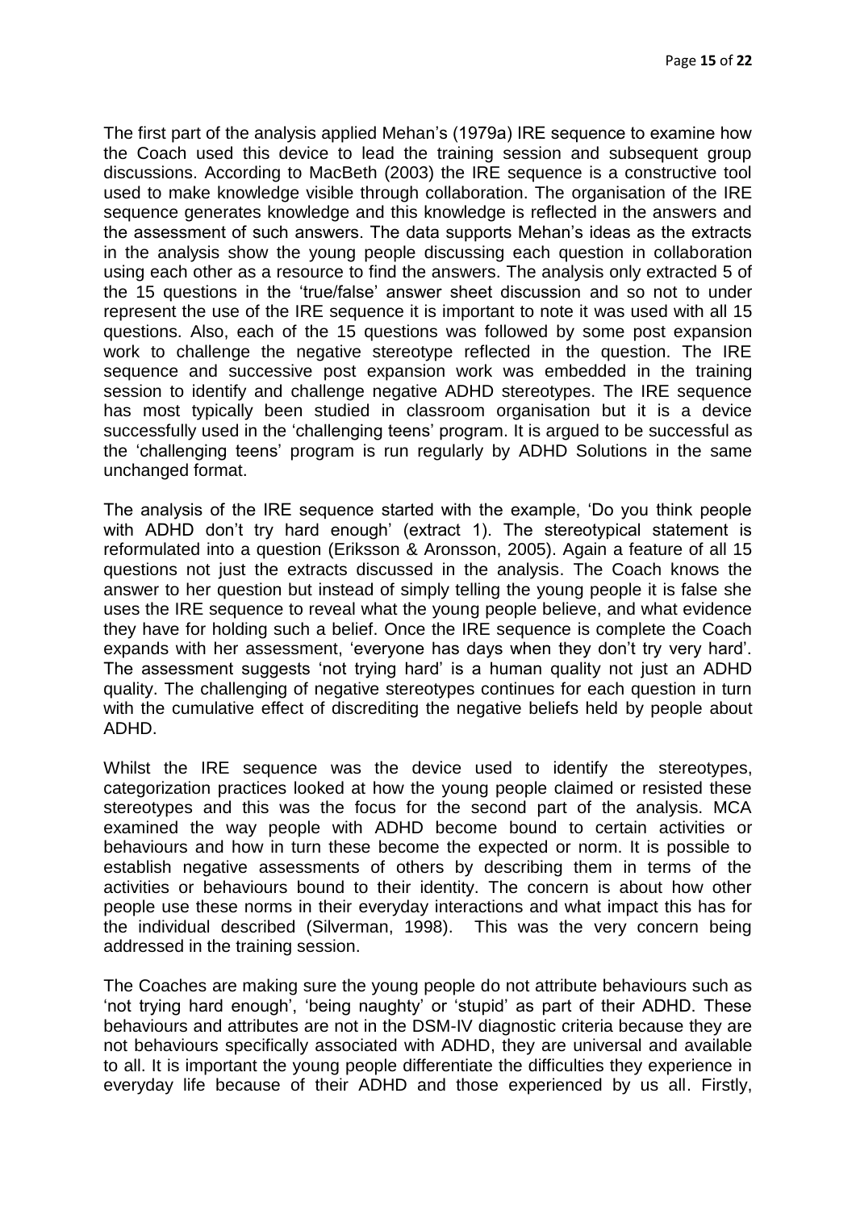The first part of the analysis applied Mehan's (1979a) IRE sequence to examine how the Coach used this device to lead the training session and subsequent group discussions. According to MacBeth (2003) the IRE sequence is a constructive tool used to make knowledge visible through collaboration. The organisation of the IRE sequence generates knowledge and this knowledge is reflected in the answers and the assessment of such answers. The data supports Mehan's ideas as the extracts in the analysis show the young people discussing each question in collaboration using each other as a resource to find the answers. The analysis only extracted 5 of the 15 questions in the 'true/false' answer sheet discussion and so not to under represent the use of the IRE sequence it is important to note it was used with all 15 questions. Also, each of the 15 questions was followed by some post expansion work to challenge the negative stereotype reflected in the question. The IRE sequence and successive post expansion work was embedded in the training session to identify and challenge negative ADHD stereotypes. The IRE sequence has most typically been studied in classroom organisation but it is a device successfully used in the 'challenging teens' program. It is argued to be successful as the 'challenging teens' program is run regularly by ADHD Solutions in the same unchanged format.

The analysis of the IRE sequence started with the example, 'Do you think people with ADHD don't try hard enough' (extract 1). The stereotypical statement is reformulated into a question (Eriksson & Aronsson, 2005). Again a feature of all 15 questions not just the extracts discussed in the analysis. The Coach knows the answer to her question but instead of simply telling the young people it is false she uses the IRE sequence to reveal what the young people believe, and what evidence they have for holding such a belief. Once the IRE sequence is complete the Coach expands with her assessment, 'everyone has days when they don't try very hard'. The assessment suggests 'not trying hard' is a human quality not just an ADHD quality. The challenging of negative stereotypes continues for each question in turn with the cumulative effect of discrediting the negative beliefs held by people about ADHD.

Whilst the IRE sequence was the device used to identify the stereotypes, categorization practices looked at how the young people claimed or resisted these stereotypes and this was the focus for the second part of the analysis. MCA examined the way people with ADHD become bound to certain activities or behaviours and how in turn these become the expected or norm. It is possible to establish negative assessments of others by describing them in terms of the activities or behaviours bound to their identity. The concern is about how other people use these norms in their everyday interactions and what impact this has for the individual described (Silverman, 1998). This was the very concern being addressed in the training session.

The Coaches are making sure the young people do not attribute behaviours such as 'not trying hard enough', 'being naughty' or 'stupid' as part of their ADHD. These behaviours and attributes are not in the DSM-IV diagnostic criteria because they are not behaviours specifically associated with ADHD, they are universal and available to all. It is important the young people differentiate the difficulties they experience in everyday life because of their ADHD and those experienced by us all. Firstly,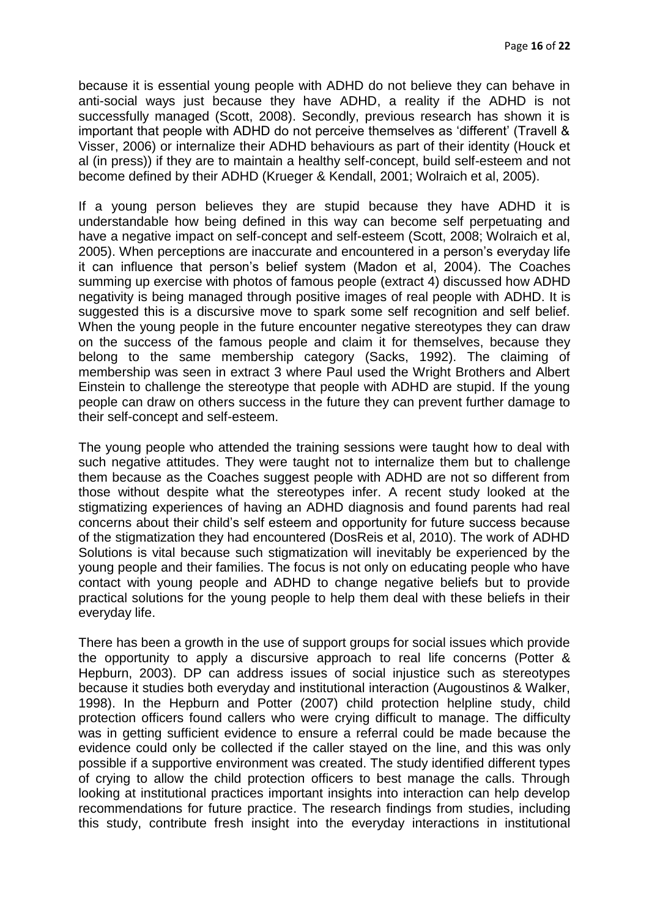because it is essential young people with ADHD do not believe they can behave in anti-social ways just because they have ADHD, a reality if the ADHD is not successfully managed (Scott, 2008). Secondly, previous research has shown it is important that people with ADHD do not perceive themselves as 'different' (Travell & Visser, 2006) or internalize their ADHD behaviours as part of their identity (Houck et al (in press)) if they are to maintain a healthy self-concept, build self-esteem and not become defined by their ADHD (Krueger & Kendall, 2001; Wolraich et al, 2005).

If a young person believes they are stupid because they have ADHD it is understandable how being defined in this way can become self perpetuating and have a negative impact on self-concept and self-esteem (Scott, 2008; Wolraich et al, 2005). When perceptions are inaccurate and encountered in a person's everyday life it can influence that person's belief system (Madon et al, 2004). The Coaches summing up exercise with photos of famous people (extract 4) discussed how ADHD negativity is being managed through positive images of real people with ADHD. It is suggested this is a discursive move to spark some self recognition and self belief. When the young people in the future encounter negative stereotypes they can draw on the success of the famous people and claim it for themselves, because they belong to the same membership category (Sacks, 1992). The claiming of membership was seen in extract 3 where Paul used the Wright Brothers and Albert Einstein to challenge the stereotype that people with ADHD are stupid. If the young people can draw on others success in the future they can prevent further damage to their self-concept and self-esteem.

The young people who attended the training sessions were taught how to deal with such negative attitudes. They were taught not to internalize them but to challenge them because as the Coaches suggest people with ADHD are not so different from those without despite what the stereotypes infer. A recent study looked at the stigmatizing experiences of having an ADHD diagnosis and found parents had real concerns about their child's self esteem and opportunity for future success because of the stigmatization they had encountered (DosReis et al, 2010). The work of ADHD Solutions is vital because such stigmatization will inevitably be experienced by the young people and their families. The focus is not only on educating people who have contact with young people and ADHD to change negative beliefs but to provide practical solutions for the young people to help them deal with these beliefs in their everyday life.

There has been a growth in the use of support groups for social issues which provide the opportunity to apply a discursive approach to real life concerns (Potter & Hepburn, 2003). DP can address issues of social injustice such as stereotypes because it studies both everyday and institutional interaction (Augoustinos & Walker, 1998). In the Hepburn and Potter (2007) child protection helpline study, child protection officers found callers who were crying difficult to manage. The difficulty was in getting sufficient evidence to ensure a referral could be made because the evidence could only be collected if the caller stayed on the line, and this was only possible if a supportive environment was created. The study identified different types of crying to allow the child protection officers to best manage the calls. Through looking at institutional practices important insights into interaction can help develop recommendations for future practice. The research findings from studies, including this study, contribute fresh insight into the everyday interactions in institutional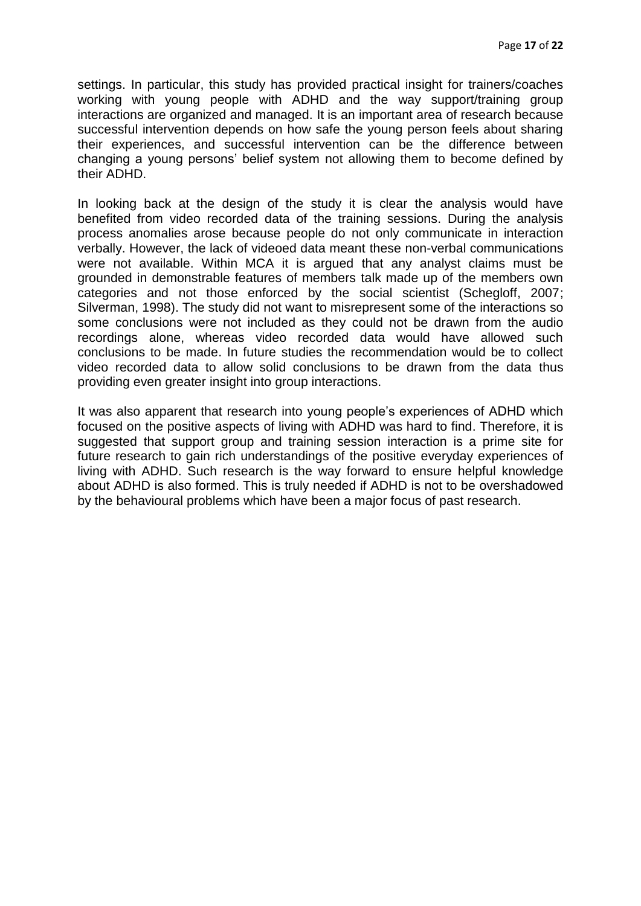settings. In particular, this study has provided practical insight for trainers/coaches working with young people with ADHD and the way support/training group interactions are organized and managed. It is an important area of research because successful intervention depends on how safe the young person feels about sharing their experiences, and successful intervention can be the difference between changing a young persons' belief system not allowing them to become defined by their ADHD.

In looking back at the design of the study it is clear the analysis would have benefited from video recorded data of the training sessions. During the analysis process anomalies arose because people do not only communicate in interaction verbally. However, the lack of videoed data meant these non-verbal communications were not available. Within MCA it is argued that any analyst claims must be grounded in demonstrable features of members talk made up of the members own categories and not those enforced by the social scientist (Schegloff, 2007; Silverman, 1998). The study did not want to misrepresent some of the interactions so some conclusions were not included as they could not be drawn from the audio recordings alone, whereas video recorded data would have allowed such conclusions to be made. In future studies the recommendation would be to collect video recorded data to allow solid conclusions to be drawn from the data thus providing even greater insight into group interactions.

It was also apparent that research into young people's experiences of ADHD which focused on the positive aspects of living with ADHD was hard to find. Therefore, it is suggested that support group and training session interaction is a prime site for future research to gain rich understandings of the positive everyday experiences of living with ADHD. Such research is the way forward to ensure helpful knowledge about ADHD is also formed. This is truly needed if ADHD is not to be overshadowed by the behavioural problems which have been a major focus of past research.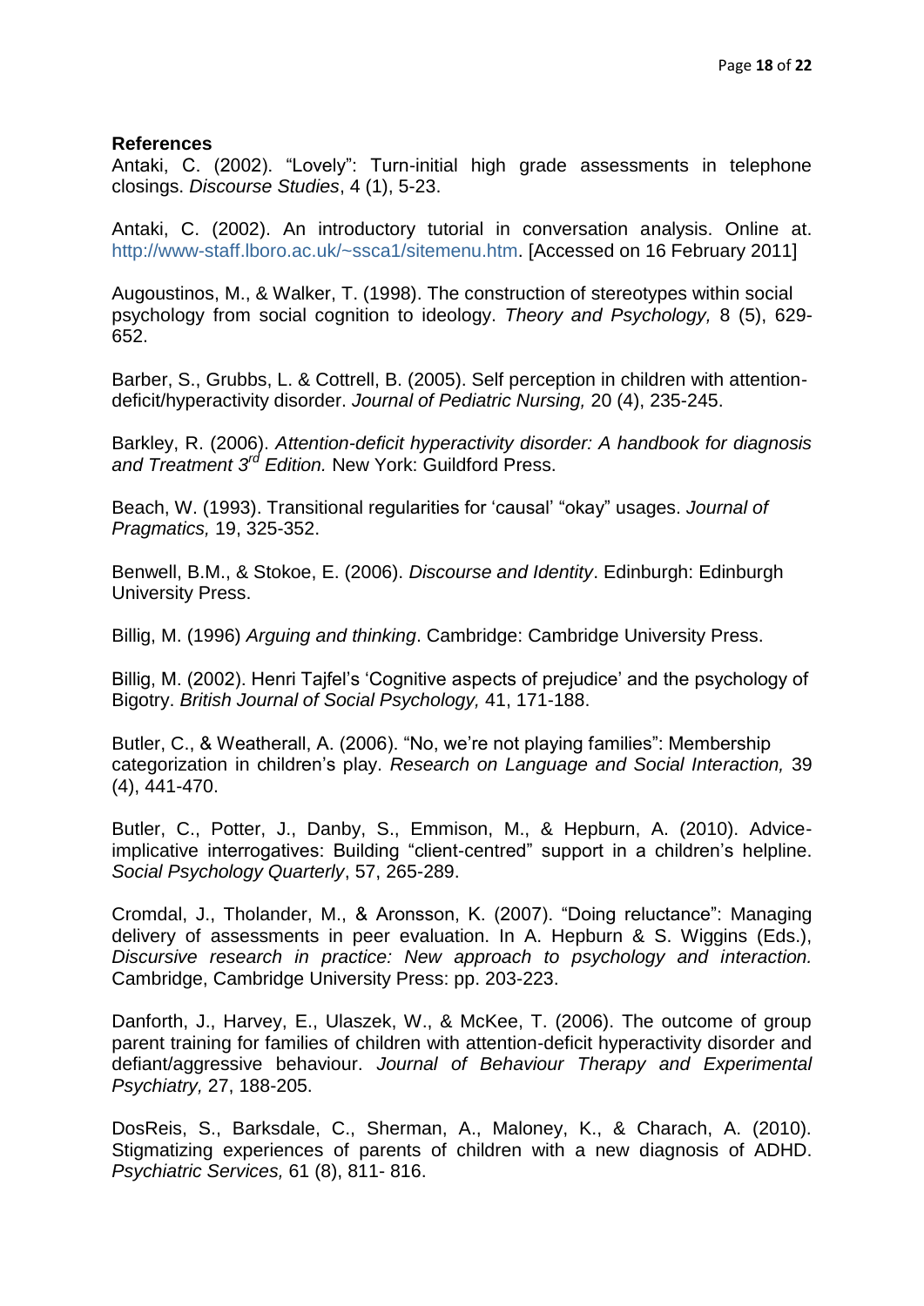**References**

Antaki, C. (2002). “Lovely”: Turn-initial high grade assessments in telephone closings. *Discourse Studies*, 4 (1), 5-23.

Antaki, C. (2002). An introductory tutorial in conversation analysis. Online at. http://www-staff.lboro.ac.uk/~ssca1/sitemenu.htm. [Accessed on 16 February 2011]

Augoustinos, M., & Walker, T. (1998). The construction of stereotypes within social psychology from social cognition to ideology. *Theory and Psychology,* 8 (5), 629-652.

Barber, S., Grubbs, L. & Cottrell, B. (2005). Self perception in children with attention-deficit/hyperactivity disorder. *Journal of Pediatric Nursing,* 20 (4), 235-245.

Barkley, R. (2006). *Attention-deficit hyperactivity disorder: A handbook for diagnosis and Treatment 3rd Edition.* New York: Guildford Press.

Beach, W. (1993). Transitional regularities for ‘causal’ “okay” usages. *Journal of Pragmatics,* 19, 325-352.

Benwell, B.M., & Stokoe, E. (2006). *Discourse and Identity*. Edinburgh: Edinburgh University Press.

Billig, M. (1996) *Arguing and thinking*. Cambridge: Cambridge University Press.

Billig, M. (2002). Henri Tajfel’s ‘Cognitive aspects of prejudice’ and the psychology of Bigotry. *British Journal of Social Psychology,* 41, 171-188.

Butler, C., & Weatherall, A. (2006). “No, we’re not playing families”: Membership categorization in children’s play. *Research on Language and Social Interaction,* 39 (4), 441-470.

Butler, C., Potter, J., Danby, S., Emmison, M., & Hepburn, A. (2010). Advice-implicative interrogatives: Building “client-centred” support in a children’s helpline. *Social Psychology Quarterly*, 57, 265-289.

Cromdal, J., Tholander, M., & Aronsson, K. (2007). “Doing reluctance”: Managing delivery of assessments in peer evaluation. In A. Hepburn & S. Wiggins (Eds.), *Discursive research in practice: New approach to psychology and interaction.* Cambridge, Cambridge University Press: pp. 203-223.

Danforth, J., Harvey, E., Ulaszek, W., & McKee, T. (2006). The outcome of group parent training for families of children with attention-deficit hyperactivity disorder and defiant/aggressive behaviour. *Journal of Behaviour Therapy and Experimental Psychiatry,* 27, 188-205.

DosReis, S., Barksdale, C., Sherman, A., Maloney, K., & Charach, A. (2010). Stigmatizing experiences of parents of children with a new diagnosis of ADHD. *Psychiatric Services,* 61 (8), 811- 816.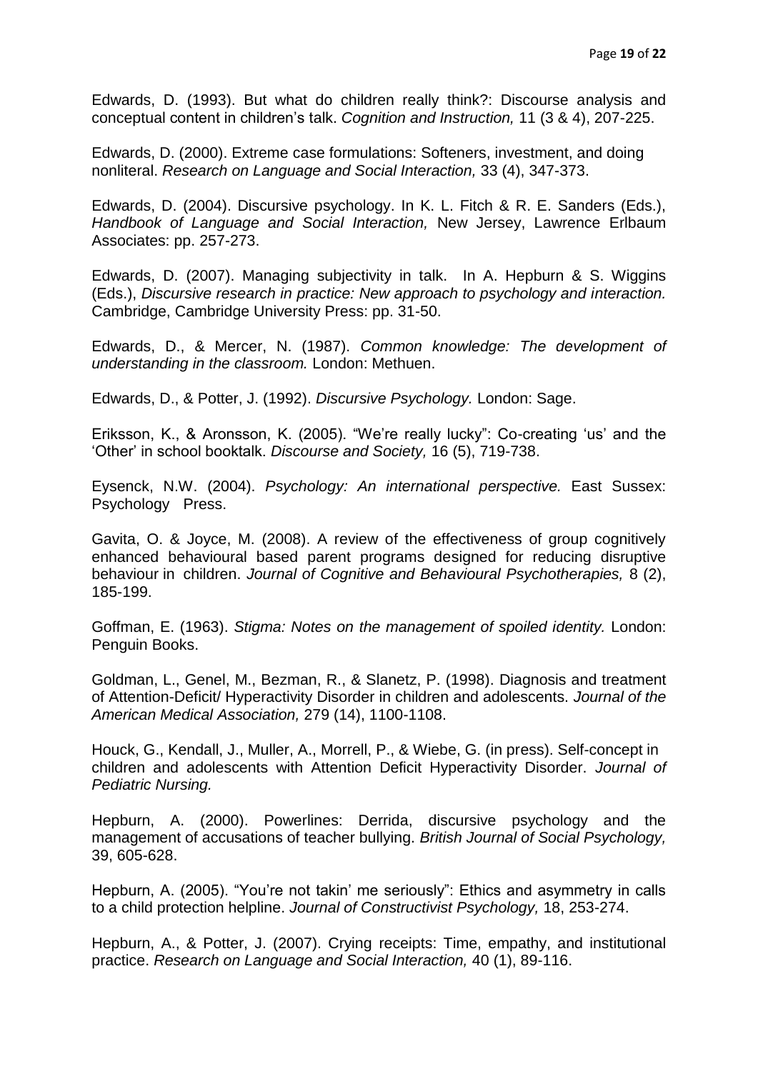Edwards, D. (1993). But what do children really think?: Discourse analysis and conceptual content in children's talk. *Cognition and Instruction,* 11 (3 & 4), 207-225.

Edwards, D. (2000). Extreme case formulations: Softeners, investment, and doing nonliteral. *Research on Language and Social Interaction,* 33 (4), 347-373.

Edwards, D. (2004). Discursive psychology. In K. L. Fitch & R. E. Sanders (Eds.), *Handbook of Language and Social Interaction,* New Jersey, Lawrence Erlbaum Associates: pp. 257-273.

Edwards, D. (2007). Managing subjectivity in talk. In A. Hepburn & S. Wiggins (Eds.), *Discursive research in practice: New approach to psychology and interaction.* Cambridge, Cambridge University Press: pp. 31-50.

Edwards, D., & Mercer, N. (1987). *Common knowledge: The development of understanding in the classroom.* London: Methuen.

Edwards, D., & Potter, J. (1992). *Discursive Psychology.* London: Sage.

Eriksson, K., & Aronsson, K. (2005). "We're really lucky": Co-creating 'us' and the 'Other' in school booktalk. *Discourse and Society,* 16 (5), 719-738.

Eysenck, N.W. (2004). *Psychology: An international perspective.* East Sussex: Psychology Press.

Gavita, O. & Joyce, M. (2008). A review of the effectiveness of group cognitively enhanced behavioural based parent programs designed for reducing disruptive behaviour in children. *Journal of Cognitive and Behavioural Psychotherapies,* 8 (2), 185-199.

Goffman, E. (1963). *Stigma: Notes on the management of spoiled identity.* London: Penguin Books.

Goldman, L., Genel, M., Bezman, R., & Slanetz, P. (1998). Diagnosis and treatment of Attention-Deficit/ Hyperactivity Disorder in children and adolescents. *Journal of the American Medical Association,* 279 (14), 1100-1108.

Houck, G., Kendall, J., Muller, A., Morrell, P., & Wiebe, G. (in press). Self-concept in children and adolescents with Attention Deficit Hyperactivity Disorder. *Journal of Pediatric Nursing.*

Hepburn, A. (2000). Powerlines: Derrida, discursive psychology and the management of accusations of teacher bullying. *British Journal of Social Psychology,* 39, 605-628.

Hepburn, A. (2005). "You're not takin' me seriously": Ethics and asymmetry in calls to a child protection helpline. *Journal of Constructivist Psychology,* 18, 253-274.

Hepburn, A., & Potter, J. (2007). Crying receipts: Time, empathy, and institutional practice. *Research on Language and Social Interaction,* 40 (1), 89-116.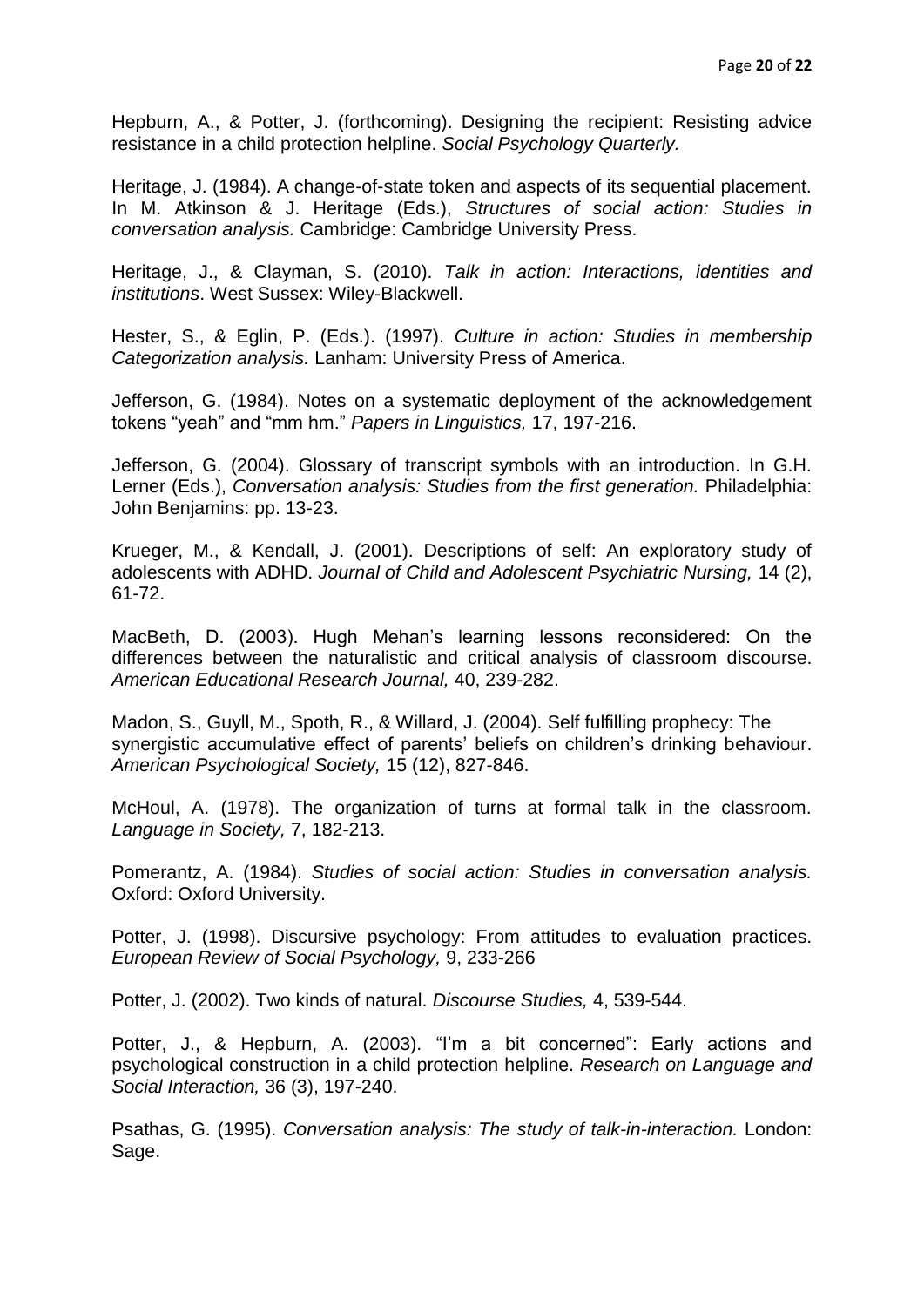Hepburn, A., & Potter, J. (forthcoming). Designing the recipient: Resisting advice resistance in a child protection helpline. *Social Psychology Quarterly.*

Heritage, J. (1984). A change-of-state token and aspects of its sequential placement. In M. Atkinson & J. Heritage (Eds.), *Structures of social action: Studies in conversation analysis.* Cambridge: Cambridge University Press.

Heritage, J., & Clayman, S. (2010). *Talk in action: Interactions, identities and institutions*. West Sussex: Wiley-Blackwell.

Hester, S., & Eglin, P. (Eds.). (1997). *Culture in action: Studies in membership Categorization analysis.* Lanham: University Press of America.

Jefferson, G. (1984). Notes on a systematic deployment of the acknowledgement tokens "yeah" and "mm hm." *Papers in Linguistics,* 17, 197-216.

Jefferson, G. (2004). Glossary of transcript symbols with an introduction. In G.H. Lerner (Eds.), *Conversation analysis: Studies from the first generation.* Philadelphia: John Benjamins: pp. 13-23.

Krueger, M., & Kendall, J. (2001). Descriptions of self: An exploratory study of adolescents with ADHD. *Journal of Child and Adolescent Psychiatric Nursing,* 14 (2), 61-72.

MacBeth, D. (2003). Hugh Mehan's learning lessons reconsidered: On the differences between the naturalistic and critical analysis of classroom discourse. *American Educational Research Journal,* 40, 239-282.

Madon, S., Guyll, M., Spoth, R., & Willard, J. (2004). Self fulfilling prophecy: The synergistic accumulative effect of parents' beliefs on children's drinking behaviour. *American Psychological Society,* 15 (12), 827-846.

McHoul, A. (1978). The organization of turns at formal talk in the classroom. *Language in Society,* 7, 182-213.

Pomerantz, A. (1984). *Studies of social action: Studies in conversation analysis.* Oxford: Oxford University.

Potter, J. (1998). Discursive psychology: From attitudes to evaluation practices. *European Review of Social Psychology,* 9, 233-266

Potter, J. (2002). Two kinds of natural. *Discourse Studies,* 4, 539-544.

Potter, J., & Hepburn, A. (2003). "I'm a bit concerned": Early actions and psychological construction in a child protection helpline. *Research on Language and Social Interaction,* 36 (3), 197-240.

Psathas, G. (1995). *Conversation analysis: The study of talk-in-interaction.* London: Sage.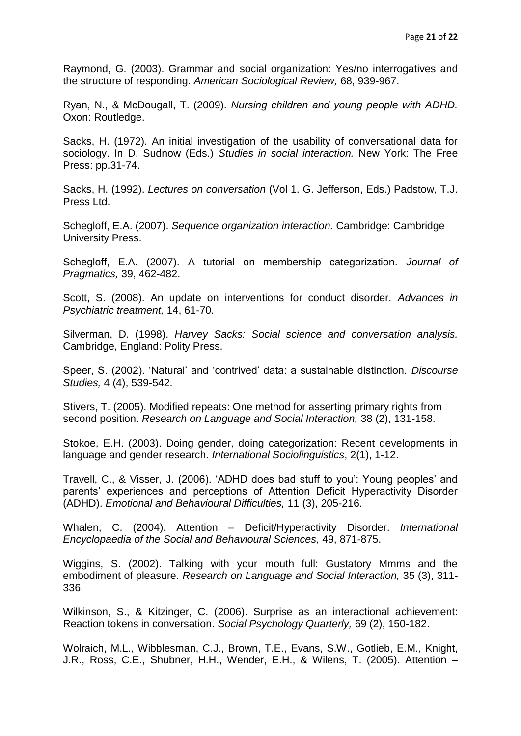Raymond, G. (2003). Grammar and social organization: Yes/no interrogatives and the structure of responding. *American Sociological Review,* 68, 939-967.

Ryan, N., & McDougall, T. (2009). *Nursing children and young people with ADHD.* Oxon: Routledge.

Sacks, H. (1972). An initial investigation of the usability of conversational data for sociology. In D. Sudnow (Eds.) *Studies in social interaction.* New York: The Free Press: pp.31-74.

Sacks, H. (1992). *Lectures on conversation* (Vol 1. G. Jefferson, Eds.) Padstow, T.J. Press Ltd.

Schegloff, E.A. (2007). *Sequence organization interaction.* Cambridge: Cambridge University Press.

Schegloff, E.A. (2007). A tutorial on membership categorization. *Journal of Pragmatics,* 39, 462-482.

Scott, S. (2008). An update on interventions for conduct disorder. *Advances in Psychiatric treatment,* 14, 61-70.

Silverman, D. (1998). *Harvey Sacks: Social science and conversation analysis.* Cambridge, England: Polity Press.

Speer, S. (2002). 'Natural' and 'contrived' data: a sustainable distinction. *Discourse Studies,* 4 (4), 539-542.

Stivers, T. (2005). Modified repeats: One method for asserting primary rights from second position. *Research on Language and Social Interaction,* 38 (2), 131-158.

Stokoe, E.H. (2003). Doing gender, doing categorization: Recent developments in language and gender research. *International Sociolinguistics*, 2(1), 1-12.

Travell, C., & Visser, J. (2006). 'ADHD does bad stuff to you': Young peoples' and parents' experiences and perceptions of Attention Deficit Hyperactivity Disorder (ADHD). *Emotional and Behavioural Difficulties,* 11 (3), 205-216.

Whalen, C. (2004). Attention – Deficit/Hyperactivity Disorder. *International Encyclopaedia of the Social and Behavioural Sciences,* 49, 871-875.

Wiggins, S. (2002). Talking with your mouth full: Gustatory Mmms and the embodiment of pleasure. *Research on Language and Social Interaction,* 35 (3), 311-336.

Wilkinson, S., & Kitzinger, C. (2006). Surprise as an interactional achievement: Reaction tokens in conversation. *Social Psychology Quarterly,* 69 (2), 150-182.

Wolraich, M.L., Wibblesman, C.J., Brown, T.E., Evans, S.W., Gotlieb, E.M., Knight, J.R., Ross, C.E., Shubner, H.H., Wender, E.H., & Wilens, T. (2005). Attention –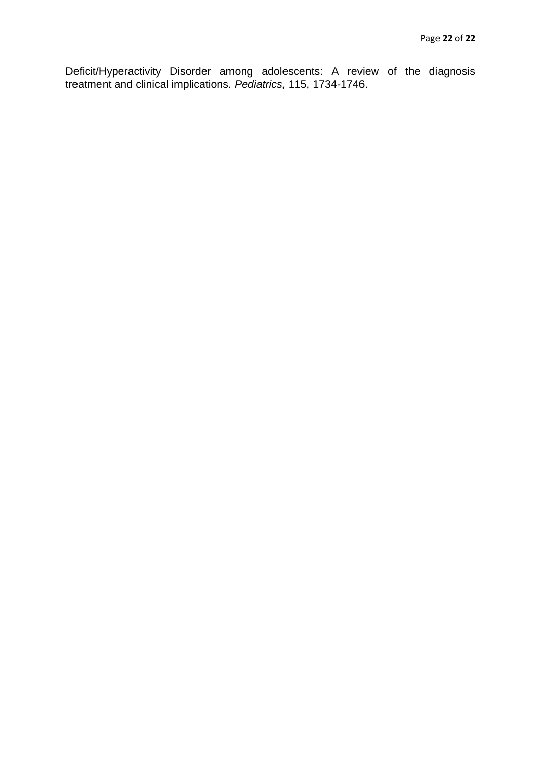Deficit/Hyperactivity Disorder among adolescents: A review of the diagnosis treatment and clinical implications. *Pediatrics,* 115, 1734-1746.